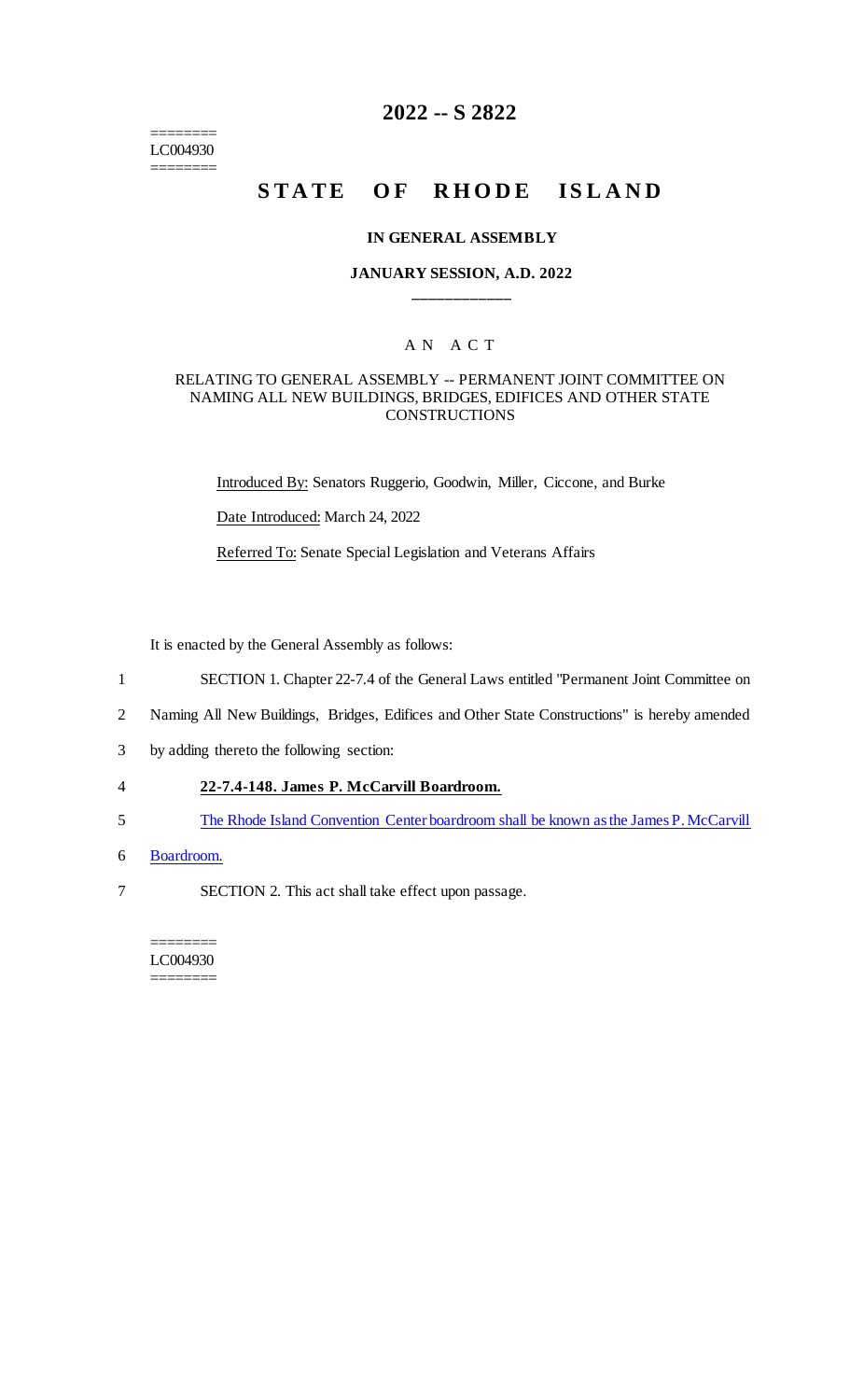========
LC004930
========

# 2022 -- S 2822

# STATE OF RHODE ISLAND

### IN GENERAL ASSEMBLY

### JANUARY SESSION, A.D. 2022

____________

A N A C T

RELATING TO GENERAL ASSEMBLY -- PERMANENT JOINT COMMITTEE ON NAMING ALL NEW BUILDINGS, BRIDGES, EDIFICES AND OTHER STATE CONSTRUCTIONS

Introduced By: Senators Ruggerio, Goodwin, Miller, Ciccone, and Burke

Date Introduced: March 24, 2022

Referred To: Senate Special Legislation and Veterans Affairs

It is enacted by the General Assembly as follows:

1 SECTION 1. Chapter 22-7.4 of the General Laws entitled "Permanent Joint Committee on
2 Naming All New Buildings, Bridges, Edifices and Other State Constructions" is hereby amended
3 by adding thereto the following section:

4 **22-7.4-148. James P. McCarvill Boardroom.**

5 The Rhode Island Convention Center boardroom shall be known as the James P. McCarvill
6 Boardroom.

7 SECTION 2. This act shall take effect upon passage.

========
LC004930
========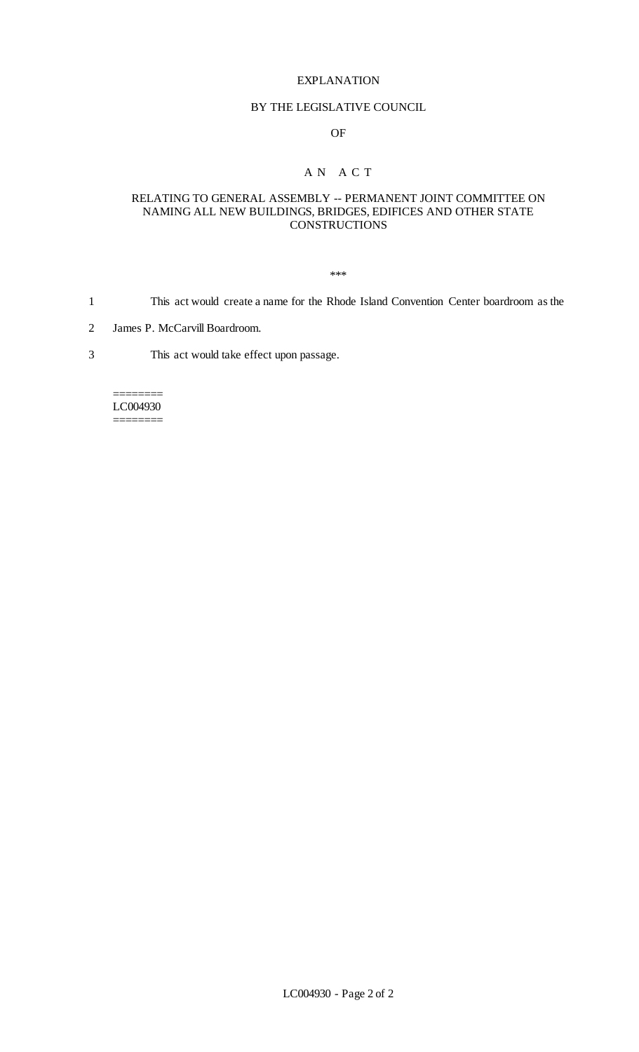EXPLANATION

BY THE LEGISLATIVE COUNCIL

OF

A N A C T

RELATING TO GENERAL ASSEMBLY -- PERMANENT JOINT COMMITTEE ON NAMING ALL NEW BUILDINGS, BRIDGES, EDIFICES AND OTHER STATE CONSTRUCTIONS

\*\*\*

1 This act would create a name for the Rhode Island Convention Center boardroom as the
2 James P. McCarvill Boardroom.
3 This act would take effect upon passage.

========
LC004930
========